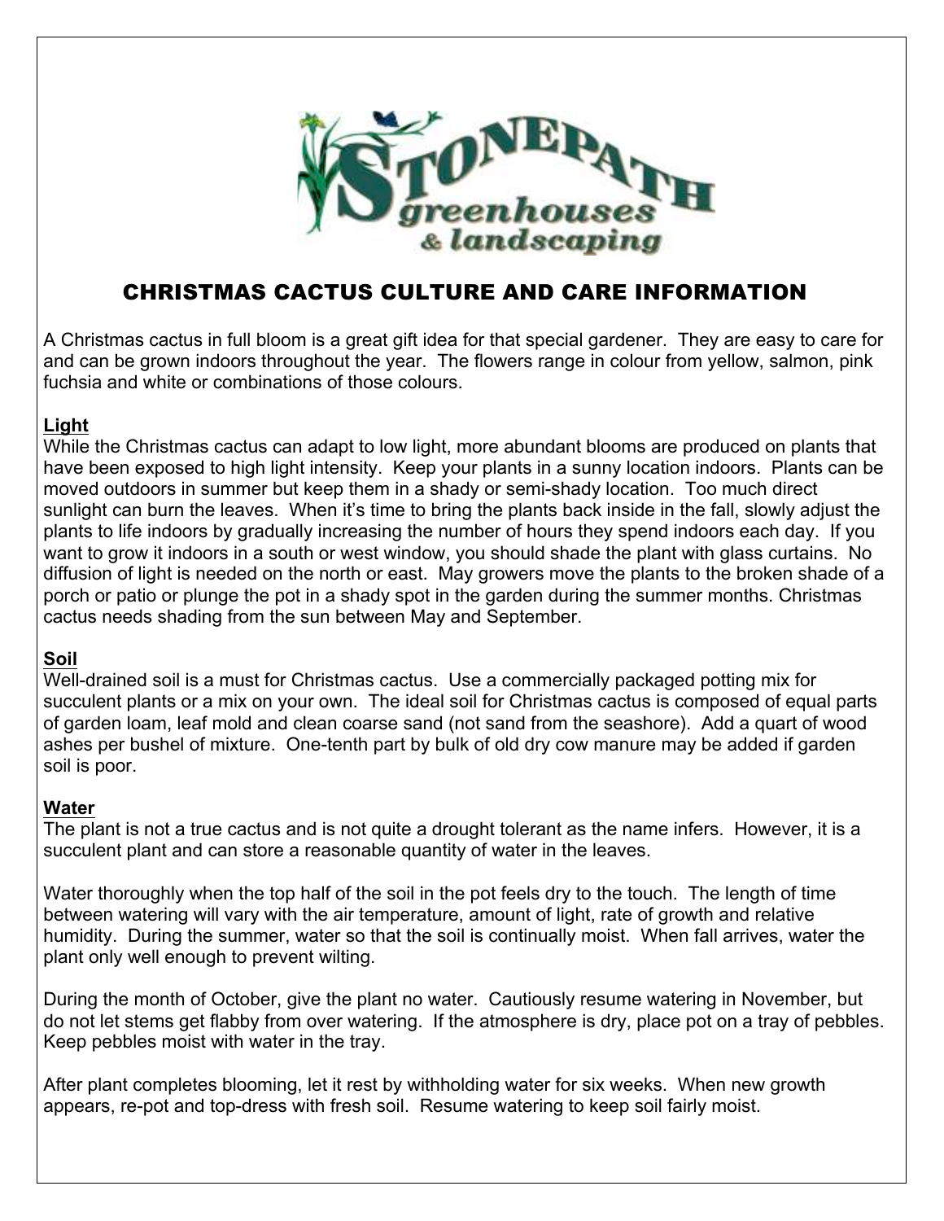# CHRISTMAS CACTUS CULTURE AND CARE INFORMATION

A Christmas cactus in full bloom is a great gift idea for that special gardener. They are easy to care for and can be grown indoors throughout the year. The flowers range in colour from yellow, salmon, pink fuchsia and white or combinations of those colours.

## Light

While the Christmas cactus can adapt to low light, more abundant blooms are produced on plants that have been exposed to high light intensity. Keep your plants in a sunny location indoors. Plants can be moved outdoors in summer but keep them in a shady or semi-shady location. Too much direct sunlight can burn the leaves. When it's time to bring the plants back inside in the fall, slowly adjust the plants to life indoors by gradually increasing the number of hours they spend indoors each day. If you want to grow it indoors in a south or west window, you should shade the plant with glass curtains. No diffusion of light is needed on the north or east. May growers move the plants to the broken shade of a porch or patio or plunge the pot in a shady spot in the garden during the summer months. Christmas cactus needs shading from the sun between May and September.

## Soil

Well-drained soil is a must for Christmas cactus. Use a commercially packaged potting mix for succulent plants or a mix on your own. The ideal soil for Christmas cactus is composed of equal parts of garden loam, leaf mold and clean coarse sand (not sand from the seashore). Add a quart of wood ashes per bushel of mixture. One-tenth part by bulk of old dry cow manure may be added if garden soil is poor.

## Water

The plant is not a true cactus and is not quite a drought tolerant as the name infers. However, it is a succulent plant and can store a reasonable quantity of water in the leaves.

Water thoroughly when the top half of the soil in the pot feels dry to the touch. The length of time between watering will vary with the air temperature, amount of light, rate of growth and relative humidity. During the summer, water so that the soil is continually moist. When fall arrives, water the plant only well enough to prevent wilting.

During the month of October, give the plant no water. Cautiously resume watering in November, but do not let stems get flabby from over watering. If the atmosphere is dry, place pot on a tray of pebbles. Keep pebbles moist with water in the tray.

After plant completes blooming, let it rest by withholding water for six weeks. When new growth appears, re-pot and top-dress with fresh soil. Resume watering to keep soil fairly moist.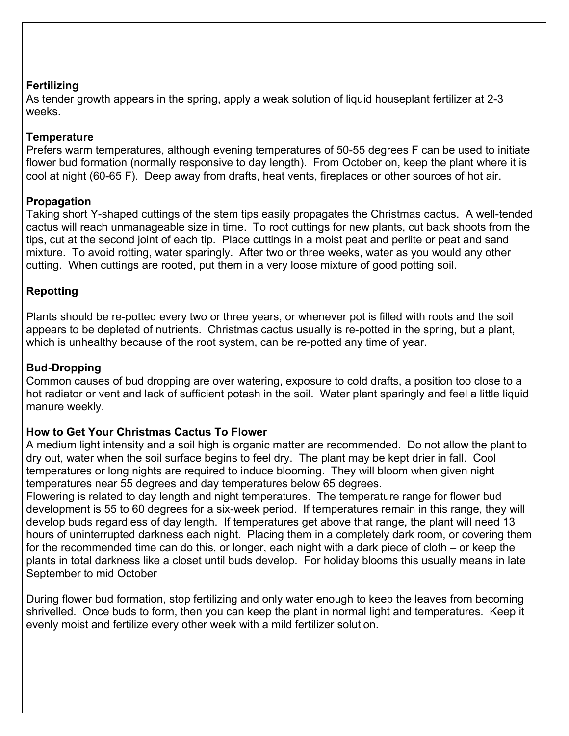**Fertilizing**

As tender growth appears in the spring, apply a weak solution of liquid houseplant fertilizer at 2-3 weeks.

**Temperature**

Prefers warm temperatures, although evening temperatures of 50-55 degrees F can be used to initiate flower bud formation (normally responsive to day length). From October on, keep the plant where it is cool at night (60-65 F). Deep away from drafts, heat vents, fireplaces or other sources of hot air.

**Propagation**

Taking short Y-shaped cuttings of the stem tips easily propagates the Christmas cactus. A well-tended cactus will reach unmanageable size in time. To root cuttings for new plants, cut back shoots from the tips, cut at the second joint of each tip. Place cuttings in a moist peat and perlite or peat and sand mixture. To avoid rotting, water sparingly. After two or three weeks, water as you would any other cutting. When cuttings are rooted, put them in a very loose mixture of good potting soil.

**Repotting**

Plants should be re-potted every two or three years, or whenever pot is filled with roots and the soil appears to be depleted of nutrients. Christmas cactus usually is re-potted in the spring, but a plant, which is unhealthy because of the root system, can be re-potted any time of year.

**Bud-Dropping**

Common causes of bud dropping are over watering, exposure to cold drafts, a position too close to a hot radiator or vent and lack of sufficient potash in the soil. Water plant sparingly and feel a little liquid manure weekly.

**How to Get Your Christmas Cactus To Flower**

A medium light intensity and a soil high is organic matter are recommended. Do not allow the plant to dry out, water when the soil surface begins to feel dry. The plant may be kept drier in fall. Cool temperatures or long nights are required to induce blooming. They will bloom when given night temperatures near 55 degrees and day temperatures below 65 degrees.

Flowering is related to day length and night temperatures. The temperature range for flower bud development is 55 to 60 degrees for a six-week period. If temperatures remain in this range, they will develop buds regardless of day length. If temperatures get above that range, the plant will need 13 hours of uninterrupted darkness each night. Placing them in a completely dark room, or covering them for the recommended time can do this, or longer, each night with a dark piece of cloth – or keep the plants in total darkness like a closet until buds develop. For holiday blooms this usually means in late September to mid October

During flower bud formation, stop fertilizing and only water enough to keep the leaves from becoming shrivelled. Once buds to form, then you can keep the plant in normal light and temperatures. Keep it evenly moist and fertilize every other week with a mild fertilizer solution.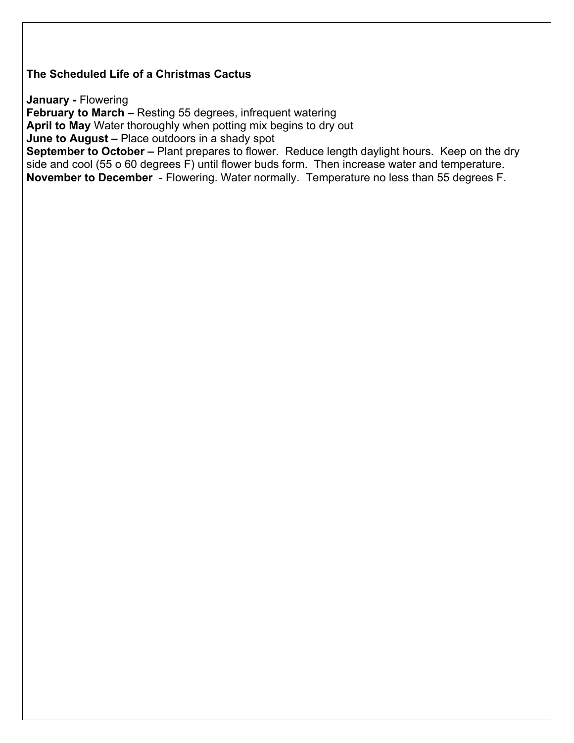**The Scheduled Life of a Christmas Cactus**

**January -** Flowering
**February to March –** Resting 55 degrees, infrequent watering
**April to May** Water thoroughly when potting mix begins to dry out
**June to August –** Place outdoors in a shady spot
**September to October –** Plant prepares to flower. Reduce length daylight hours. Keep on the dry side and cool (55 o 60 degrees F) until flower buds form. Then increase water and temperature.
**November to December** - Flowering. Water normally. Temperature no less than 55 degrees F.